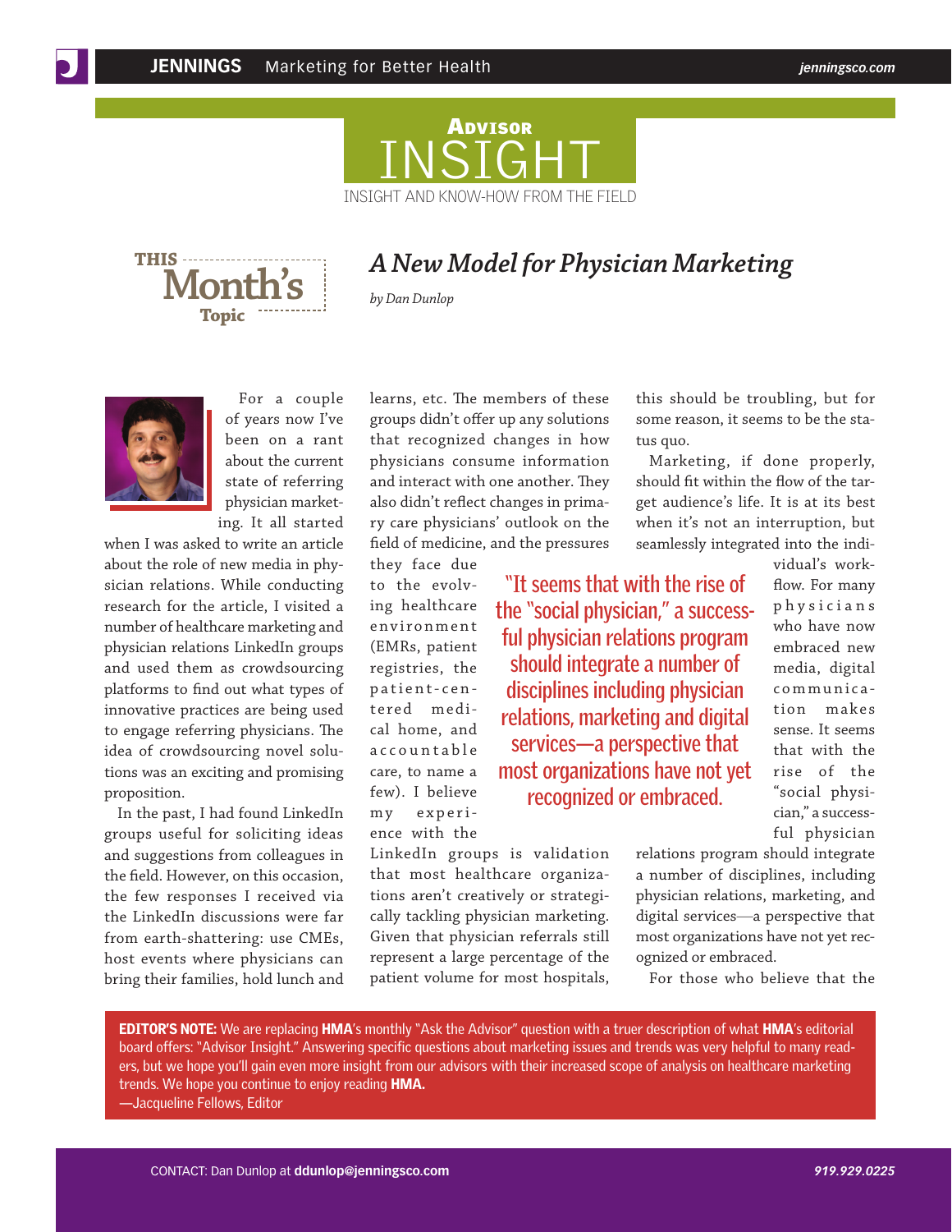# Advisor INSIGHT

INSIGHT AND KNOW-HOW FROM THE FIELD

THIS Month's Topic

## *A New Model for Physician Marketing*

*by Dan Dunlop*

For a couple of years now I've been on a rant about the current state of referring physician marketing. It all started when I was asked to write an article about the role of new media in physician relations. While conducting research for the article, I visited a number of healthcare marketing and physician relations LinkedIn groups and used them as crowdsourcing platforms to find out what types of innovative practices are being used to engage referring physicians. The idea of crowdsourcing novel solutions was an exciting and promising proposition.

In the past, I had found LinkedIn groups useful for soliciting ideas and suggestions from colleagues in the field. However, on this occasion, the few responses I received via the LinkedIn discussions were far from earth-shattering: use CMEs, host events where physicians can bring their families, hold lunch and learns, etc. The members of these groups didn't offer up any solutions that recognized changes in how physicians consume information and interact with one another. They also didn't reflect changes in primary care physicians' outlook on the field of medicine, and the pressures they face due to the evolving healthcare environment (EMRs, patient registries, the patient-centered medical home, and accountable care, to name a few). I believe my experience with the LinkedIn groups is validation that most healthcare organizations aren't creatively or strategically tackling physician marketing. Given that physician referrals still represent a large percentage of the patient volume for most hospitals, this should be troubling, but for some reason, it seems to be the status quo.

> "It seems that with the rise of the "social physician," a successful physician relations program should integrate a number of disciplines including physician relations, marketing and digital services—a perspective that most organizations have not yet recognized or embraced.

Marketing, if done properly, should fit within the flow of the target audience's life. It is at its best when it's not an interruption, but seamlessly integrated into the individual's workflow. For many physicians who have now embraced new media, digital communication makes sense. It seems that with the rise of the "social physician," a successful physician relations program should integrate a number of disciplines, including physician relations, marketing, and digital services—a perspective that most organizations have not yet recognized or embraced.

For those who believe that the

**EDITOR'S NOTE:** We are replacing **HMA**'s monthly "Ask the Advisor" question with a truer description of what **HMA**'s editorial board offers: "Advisor Insight." Answering specific questions about marketing issues and trends was very helpful to many readers, but we hope you'll gain even more insight from our advisors with their increased scope of analysis on healthcare marketing trends. We hope you continue to enjoy reading **HMA.**
—Jacqueline Fellows, Editor

CONTACT: Dan Dunlop at **ddunlop@jenningsco.com** 919.929.0225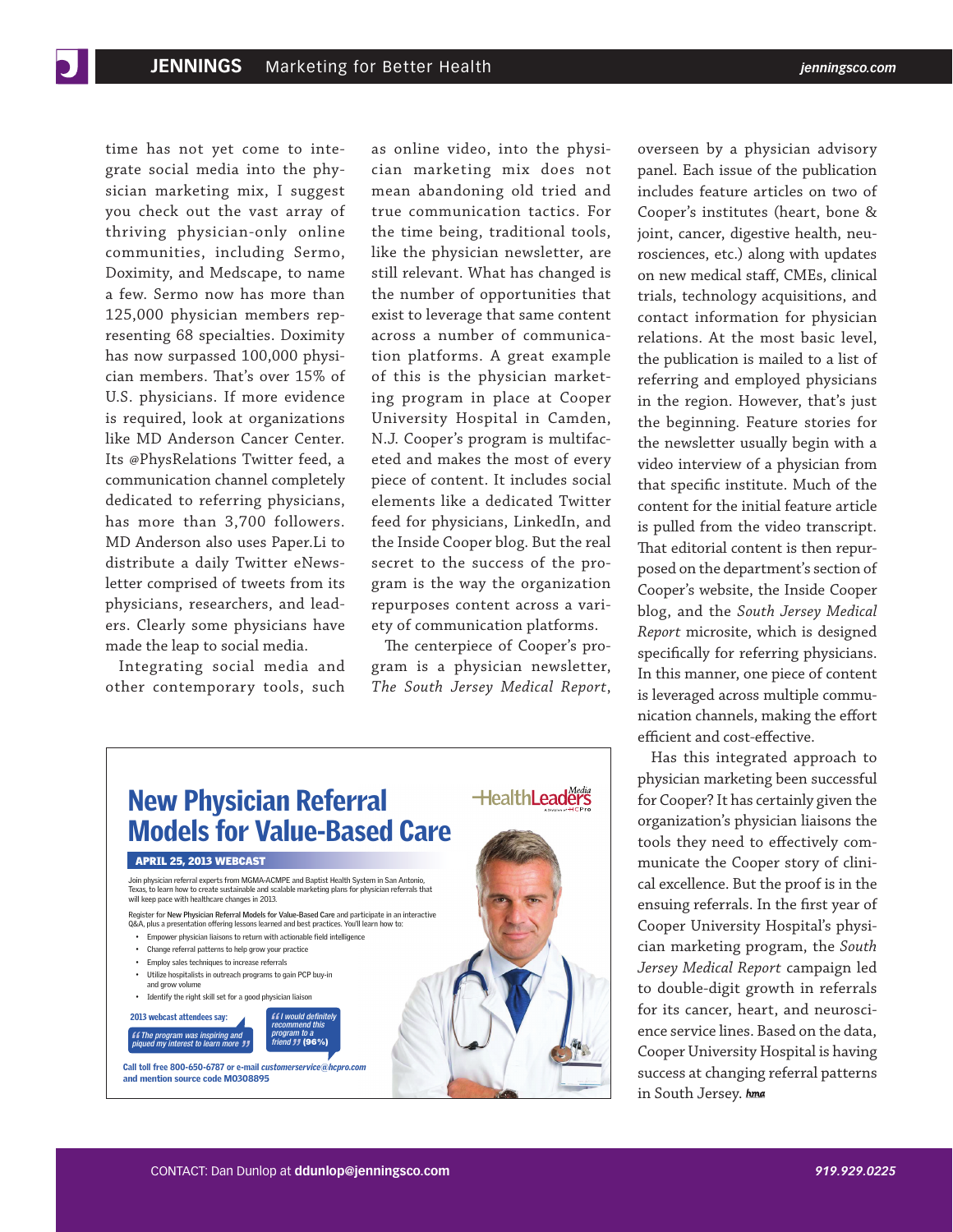time has not yet come to integrate social media into the physician marketing mix, I suggest you check out the vast array of thriving physician-only online communities, including Sermo, Doximity, and Medscape, to name a few. Sermo now has more than 125,000 physician members representing 68 specialties. Doximity has now surpassed 100,000 physician members. That's over 15% of U.S. physicians. If more evidence is required, look at organizations like MD Anderson Cancer Center. Its @PhysRelations Twitter feed, a communication channel completely dedicated to referring physicians, has more than 3,700 followers. MD Anderson also uses Paper.Li to distribute a daily Twitter eNewsletter comprised of tweets from its physicians, researchers, and leaders. Clearly some physicians have made the leap to social media.

Integrating social media and other contemporary tools, such as online video, into the physician marketing mix does not mean abandoning old tried and true communication tactics. For the time being, traditional tools, like the physician newsletter, are still relevant. What has changed is the number of opportunities that exist to leverage that same content across a number of communication platforms. A great example of this is the physician marketing program in place at Cooper University Hospital in Camden, N.J. Cooper's program is multifaceted and makes the most of every piece of content. It includes social elements like a dedicated Twitter feed for physicians, LinkedIn, and the Inside Cooper blog. But the real secret to the success of the program is the way the organization repurposes content across a variety of communication platforms.

The centerpiece of Cooper's program is a physician newsletter, *The South Jersey Medical Report*, overseen by a physician advisory panel. Each issue of the publication includes feature articles on two of Cooper's institutes (heart, bone & joint, cancer, digestive health, neurosciences, etc.) along with updates on new medical staff, CMEs, clinical trials, technology acquisitions, and contact information for physician relations. At the most basic level, the publication is mailed to a list of referring and employed physicians in the region. However, that's just the beginning. Feature stories for the newsletter usually begin with a video interview of a physician from that specific institute. Much of the content for the initial feature article is pulled from the video transcript. That editorial content is then repurposed on the department's section of Cooper's website, the Inside Cooper blog, and the *South Jersey Medical Report* microsite, which is designed specifically for referring physicians. In this manner, one piece of content is leveraged across multiple communication channels, making the effort efficient and cost-effective.

Has this integrated approach to physician marketing been successful for Cooper? It has certainly given the organization's physician liaisons the tools they need to effectively communicate the Cooper story of clinical excellence. But the proof is in the ensuing referrals. In the first year of Cooper University Hospital's physician marketing program, the *South Jersey Medical Report* campaign led to double-digit growth in referrals for its cancer, heart, and neuroscience service lines. Based on the data, Cooper University Hospital is having success at changing referral patterns in South Jersey. *hma*

## New Physician Referral Models for Value-Based Care

HealthLeaders Media

**APRIL 25, 2013 WEBCAST**

Join physician referral experts from MGMA-ACMPE and Baptist Health System in San Antonio, Texas, to learn how to create sustainable and scalable marketing plans for physician referrals that will keep pace with healthcare changes in 2013.

Register for **New Physician Referral Models for Value-Based Care** and participate in an interactive Q&A, plus a presentation offering lessons learned and best practices. You'll learn how to:

- Empower physician liaisons to return with actionable field intelligence
- Change referral patterns to help grow your practice
- Employ sales techniques to increase referrals
- Utilize hospitalists in outreach programs to gain PCP buy-in and grow volume
- Identify the right skill set for a good physician liaison

**2013 webcast attendees say:**

"The program was inspiring and piqued my interest to learn more"

"I would definitely recommend this program to a friend" (96%)

**Call toll free 800-650-6787 or e-mail *customerservice@hcpro.com* and mention source code MO308895**